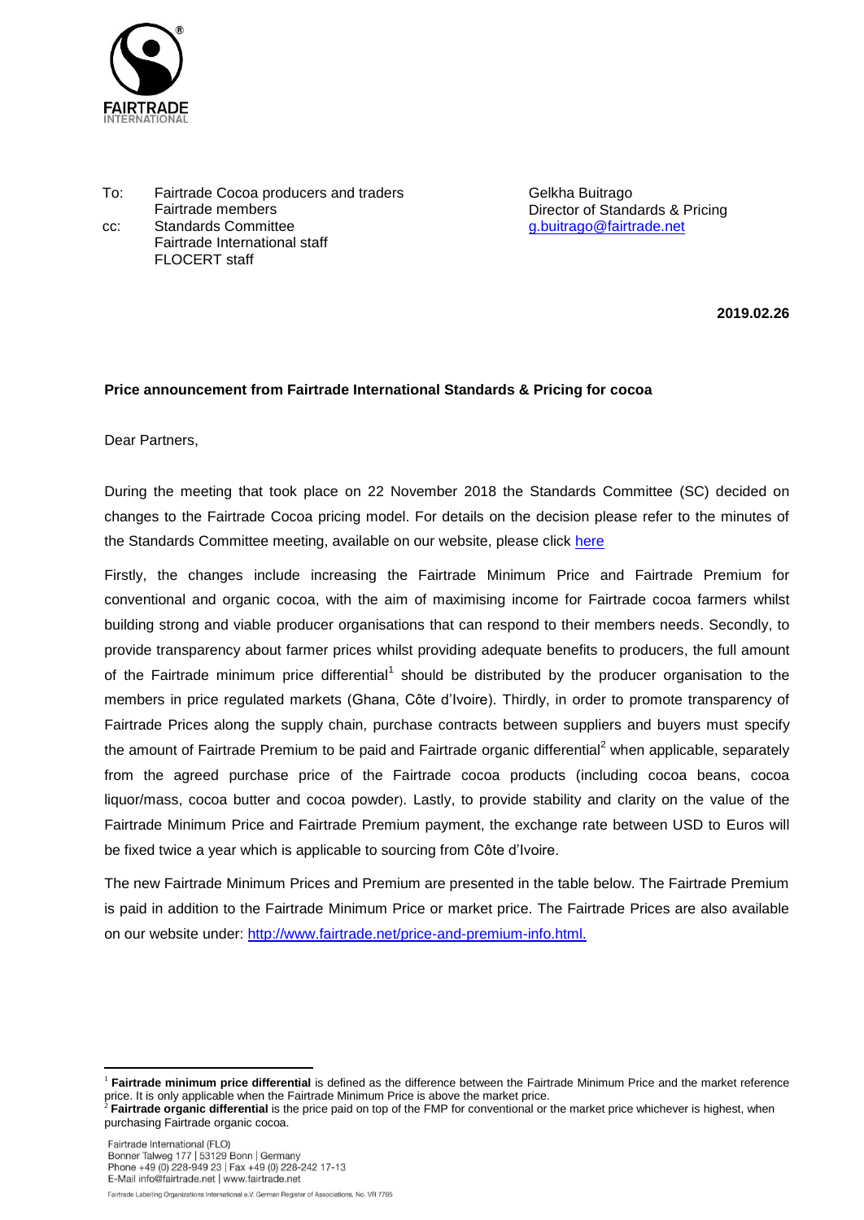FAIRTRADE INTERNATIONAL

| | | |
|---|---|---|
| To: | Fairtrade Cocoa producers and traders<br>Fairtrade members | Gelkha Buitrago<br>Director of Standards & Pricing<br>g.buitrago@fairtrade.net |
| cc: | Standards Committee<br>Fairtrade International staff<br>FLOCERT staff | |

**2019.02.26**

**Price announcement from Fairtrade International Standards & Pricing for cocoa**

Dear Partners,

During the meeting that took place on 22 November 2018 the Standards Committee (SC) decided on changes to the Fairtrade Cocoa pricing model. For details on the decision please refer to the minutes of the Standards Committee meeting, available on our website, please click [here]

Firstly, the changes include increasing the Fairtrade Minimum Price and Fairtrade Premium for conventional and organic cocoa, with the aim of maximising income for Fairtrade cocoa farmers whilst building strong and viable producer organisations that can respond to their members needs. Secondly, to provide transparency about farmer prices whilst providing adequate benefits to producers, the full amount of the Fairtrade minimum price differential[1] should be distributed by the producer organisation to the members in price regulated markets (Ghana, Côte d'Ivoire). Thirdly, in order to promote transparency of Fairtrade Prices along the supply chain, purchase contracts between suppliers and buyers must specify the amount of Fairtrade Premium to be paid and Fairtrade organic differential[2] when applicable, separately from the agreed purchase price of the Fairtrade cocoa products (including cocoa beans, cocoa liquor/mass, cocoa butter and cocoa powder). Lastly, to provide stability and clarity on the value of the Fairtrade Minimum Price and Fairtrade Premium payment, the exchange rate between USD to Euros will be fixed twice a year which is applicable to sourcing from Côte d'Ivoire.

The new Fairtrade Minimum Prices and Premium are presented in the table below. The Fairtrade Premium is paid in addition to the Fairtrade Minimum Price or market price. The Fairtrade Prices are also available on our website under: http://www.fairtrade.net/price-and-premium-info.html.

[1] **Fairtrade minimum price differential** is defined as the difference between the Fairtrade Minimum Price and the market reference price. It is only applicable when the Fairtrade Minimum Price is above the market price.

[2] **Fairtrade organic differential** is the price paid on top of the FMP for conventional or the market price whichever is highest, when purchasing Fairtrade organic cocoa.

Fairtrade International (FLO)
Bonner Talweg 177 | 53129 Bonn | Germany
Phone +49 (0) 228-949 23 | Fax +49 (0) 228-242 17-13
E-Mail info@fairtrade.net | www.fairtrade.net

Fairtrade Labelling Organizations International e.V. German Register of Associations, No. VR 7795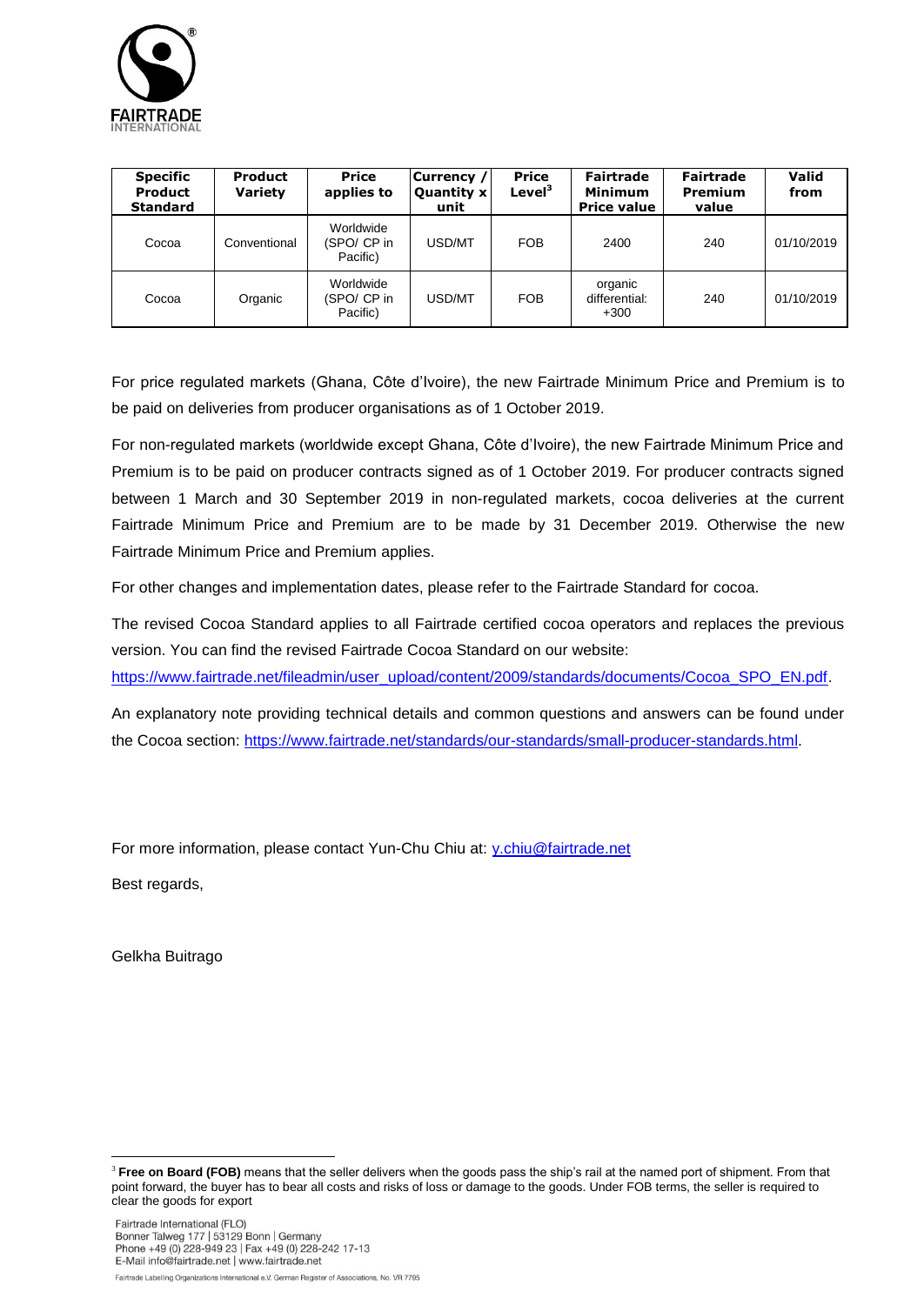| Specific Product Standard | Product Variety | Price applies to | Currency / Quantity x unit | Price Level[3] | Fairtrade Minimum Price value | Fairtrade Premium value | Valid from |
|---|---|---|---|---|---|---|---|
| Cocoa | Conventional | Worldwide (SPO/ CP in Pacific) | USD/MT | FOB | 2400 | 240 | 01/10/2019 |
| Cocoa | Organic | Worldwide (SPO/ CP in Pacific) | USD/MT | FOB | organic differential: +300 | 240 | 01/10/2019 |

For price regulated markets (Ghana, Côte d'Ivoire), the new Fairtrade Minimum Price and Premium is to be paid on deliveries from producer organisations as of 1 October 2019.

For non-regulated markets (worldwide except Ghana, Côte d'Ivoire), the new Fairtrade Minimum Price and Premium is to be paid on producer contracts signed as of 1 October 2019. For producer contracts signed between 1 March and 30 September 2019 in non-regulated markets, cocoa deliveries at the current Fairtrade Minimum Price and Premium are to be made by 31 December 2019. Otherwise the new Fairtrade Minimum Price and Premium applies.

For other changes and implementation dates, please refer to the Fairtrade Standard for cocoa.

The revised Cocoa Standard applies to all Fairtrade certified cocoa operators and replaces the previous version. You can find the revised Fairtrade Cocoa Standard on our website: https://www.fairtrade.net/fileadmin/user_upload/content/2009/standards/documents/Cocoa_SPO_EN.pdf.

An explanatory note providing technical details and common questions and answers can be found under the Cocoa section: https://www.fairtrade.net/standards/our-standards/small-producer-standards.html.

For more information, please contact Yun-Chu Chiu at: y.chiu@fairtrade.net

Best regards,

Gelkha Buitrago

[3] **Free on Board (FOB)** means that the seller delivers when the goods pass the ship's rail at the named port of shipment. From that point forward, the buyer has to bear all costs and risks of loss or damage to the goods. Under FOB terms, the seller is required to clear the goods for export

Fairtrade International (FLO)
Bonner Talweg 177 | 53129 Bonn | Germany
Phone +49 (0) 228-949 23 | Fax +49 (0) 228-242 17-13
E-Mail info@fairtrade.net | www.fairtrade.net

Fairtrade Labelling Organizations International e.V. German Register of Associations, No. VR 7795